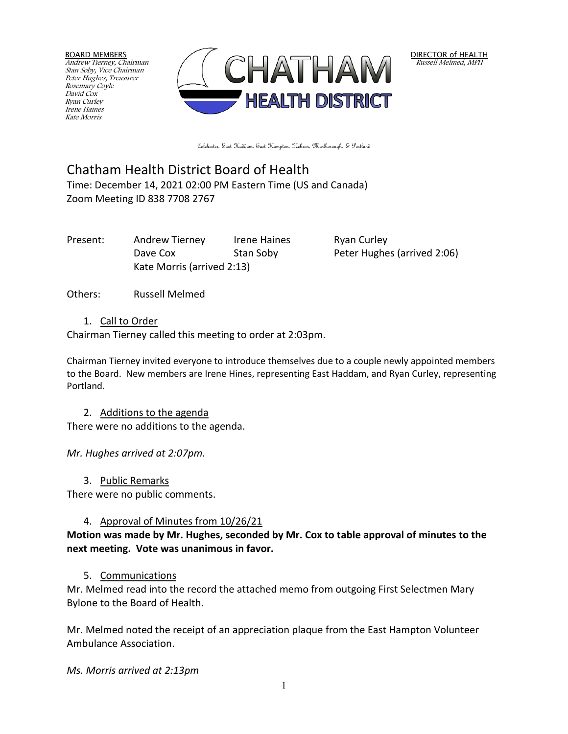BOARD MEMBERS
*Andrew Tierney, Chairman*
*Stan Soby, Vice Chairman*
*Peter Hughes, Treasurer*
*Rosemary Coyle*
*David Cox*
*Ryan Curley*
*Irene Haines*
*Kate Morris*

CHATHAM
HEALTH DISTRICT

DIRECTOR of HEALTH
*Russell Melmed, MPH*

Colchester, East Haddam, East Hampton, Hebron, Marlborough, & Portland

# Chatham Health District Board of Health

Time: December 14, 2021 02:00 PM Eastern Time (US and Canada)
Zoom Meeting ID 838 7708 2767

| Present: | Andrew Tierney | Irene Haines | Ryan Curley |
|---|---|---|---|
| | Dave Cox | Stan Soby | Peter Hughes (arrived 2:06) |
| | Kate Morris (arrived 2:13) | | |

Others: Russell Melmed

1. Call to Order

Chairman Tierney called this meeting to order at 2:03pm.

Chairman Tierney invited everyone to introduce themselves due to a couple newly appointed members to the Board. New members are Irene Hines, representing East Haddam, and Ryan Curley, representing Portland.

2. Additions to the agenda

There were no additions to the agenda.

*Mr. Hughes arrived at 2:07pm.*

3. Public Remarks

There were no public comments.

4. Approval of Minutes from 10/26/21

**Motion was made by Mr. Hughes, seconded by Mr. Cox to table approval of minutes to the next meeting. Vote was unanimous in favor.**

5. Communications

Mr. Melmed read into the record the attached memo from outgoing First Selectmen Mary Bylone to the Board of Health.

Mr. Melmed noted the receipt of an appreciation plaque from the East Hampton Volunteer Ambulance Association.

*Ms. Morris arrived at 2:13pm*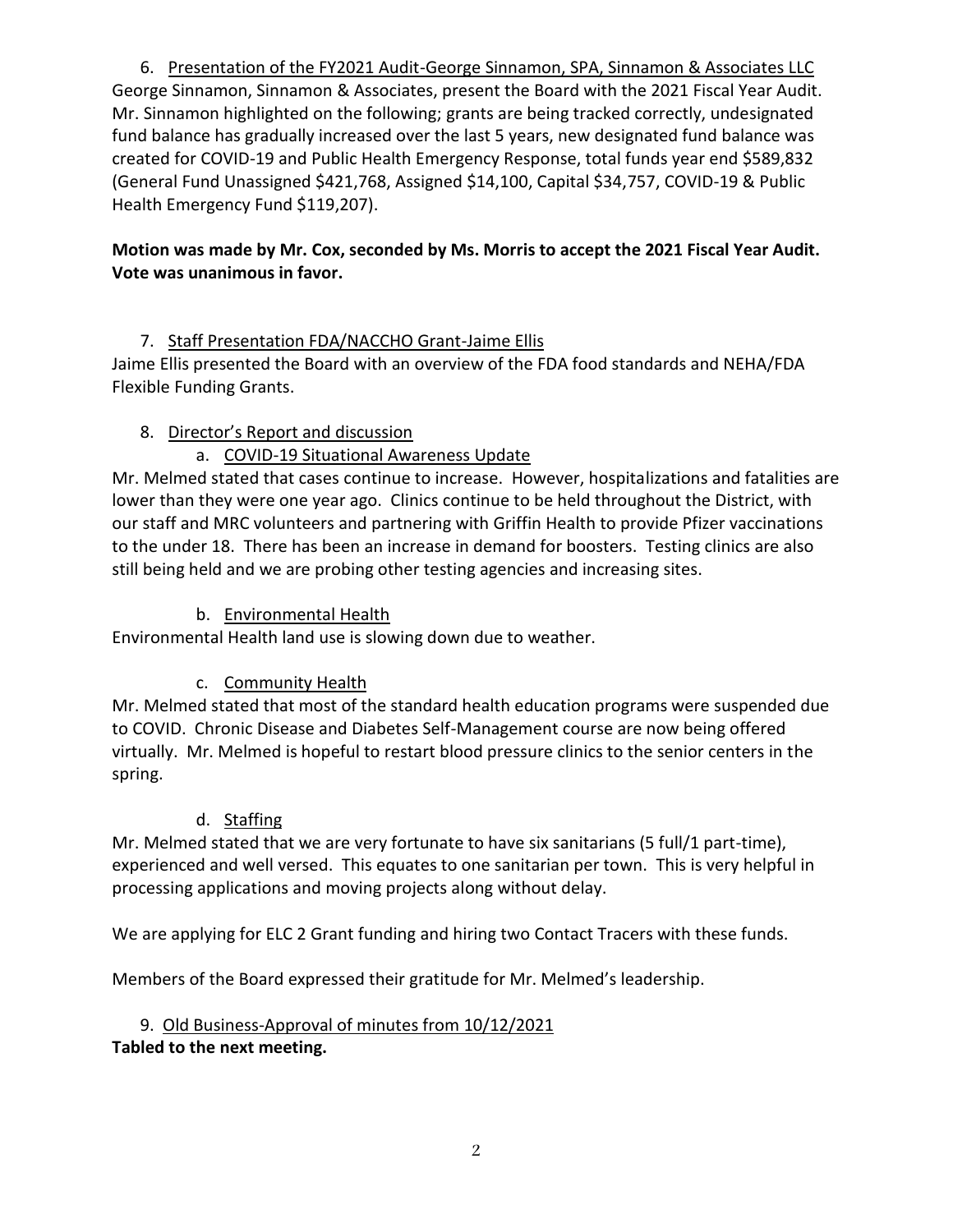6. Presentation of the FY2021 Audit-George Sinnamon, SPA, Sinnamon & Associates LLC

George Sinnamon, Sinnamon & Associates, present the Board with the 2021 Fiscal Year Audit. Mr. Sinnamon highlighted on the following; grants are being tracked correctly, undesignated fund balance has gradually increased over the last 5 years, new designated fund balance was created for COVID-19 and Public Health Emergency Response, total funds year end $589,832 (General Fund Unassigned $421,768, Assigned $14,100, Capital $34,757, COVID-19 & Public Health Emergency Fund $119,207).

**Motion was made by Mr. Cox, seconded by Ms. Morris to accept the 2021 Fiscal Year Audit. Vote was unanimous in favor.**

7. Staff Presentation FDA/NACCHO Grant-Jaime Ellis

Jaime Ellis presented the Board with an overview of the FDA food standards and NEHA/FDA Flexible Funding Grants.

8. Director's Report and discussion

   a. COVID-19 Situational Awareness Update

Mr. Melmed stated that cases continue to increase. However, hospitalizations and fatalities are lower than they were one year ago. Clinics continue to be held throughout the District, with our staff and MRC volunteers and partnering with Griffin Health to provide Pfizer vaccinations to the under 18. There has been an increase in demand for boosters. Testing clinics are also still being held and we are probing other testing agencies and increasing sites.

   b. Environmental Health

Environmental Health land use is slowing down due to weather.

   c. Community Health

Mr. Melmed stated that most of the standard health education programs were suspended due to COVID. Chronic Disease and Diabetes Self-Management course are now being offered virtually. Mr. Melmed is hopeful to restart blood pressure clinics to the senior centers in the spring.

   d. Staffing

Mr. Melmed stated that we are very fortunate to have six sanitarians (5 full/1 part-time), experienced and well versed. This equates to one sanitarian per town. This is very helpful in processing applications and moving projects along without delay.

We are applying for ELC 2 Grant funding and hiring two Contact Tracers with these funds.

Members of the Board expressed their gratitude for Mr. Melmed's leadership.

9. Old Business-Approval of minutes from 10/12/2021

**Tabled to the next meeting.**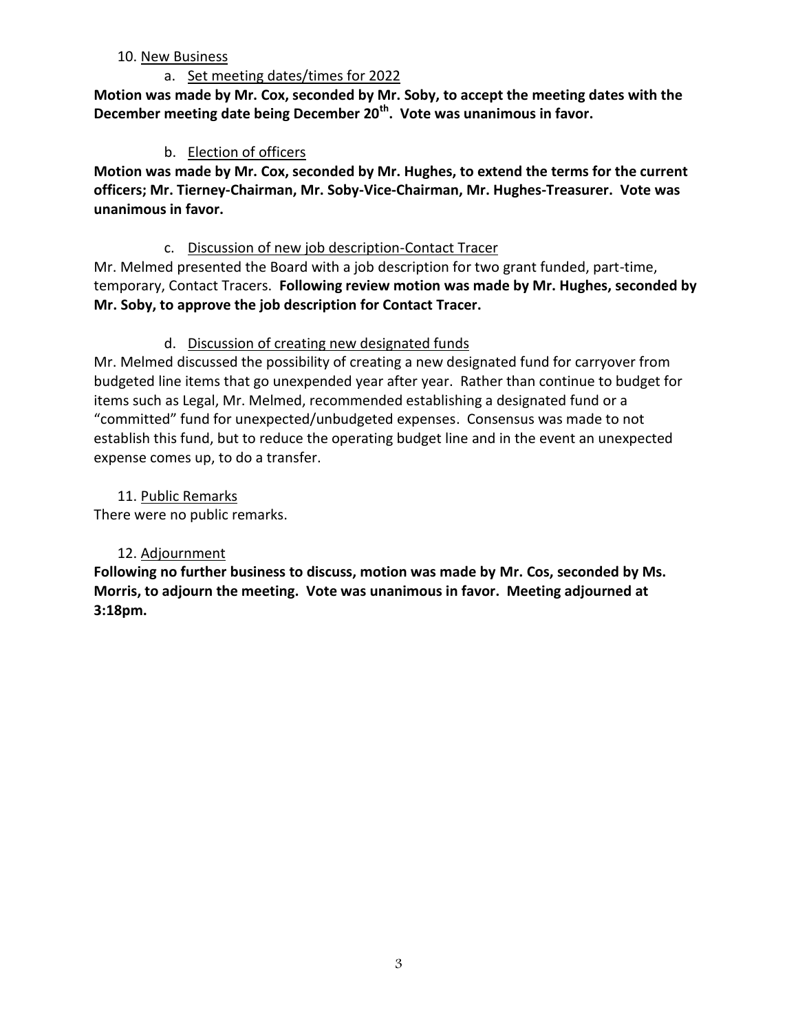10. New Business

    a. Set meeting dates/times for 2022

**Motion was made by Mr. Cox, seconded by Mr. Soby, to accept the meeting dates with the December meeting date being December 20th. Vote was unanimous in favor.**

    b. Election of officers

**Motion was made by Mr. Cox, seconded by Mr. Hughes, to extend the terms for the current officers; Mr. Tierney-Chairman, Mr. Soby-Vice-Chairman, Mr. Hughes-Treasurer. Vote was unanimous in favor.**

    c. Discussion of new job description-Contact Tracer

Mr. Melmed presented the Board with a job description for two grant funded, part-time, temporary, Contact Tracers. **Following review motion was made by Mr. Hughes, seconded by Mr. Soby, to approve the job description for Contact Tracer.**

    d. Discussion of creating new designated funds

Mr. Melmed discussed the possibility of creating a new designated fund for carryover from budgeted line items that go unexpended year after year. Rather than continue to budget for items such as Legal, Mr. Melmed, recommended establishing a designated fund or a "committed" fund for unexpected/unbudgeted expenses. Consensus was made to not establish this fund, but to reduce the operating budget line and in the event an unexpected expense comes up, to do a transfer.

11. Public Remarks

There were no public remarks.

12. Adjournment

**Following no further business to discuss, motion was made by Mr. Cos, seconded by Ms. Morris, to adjourn the meeting. Vote was unanimous in favor. Meeting adjourned at 3:18pm.**